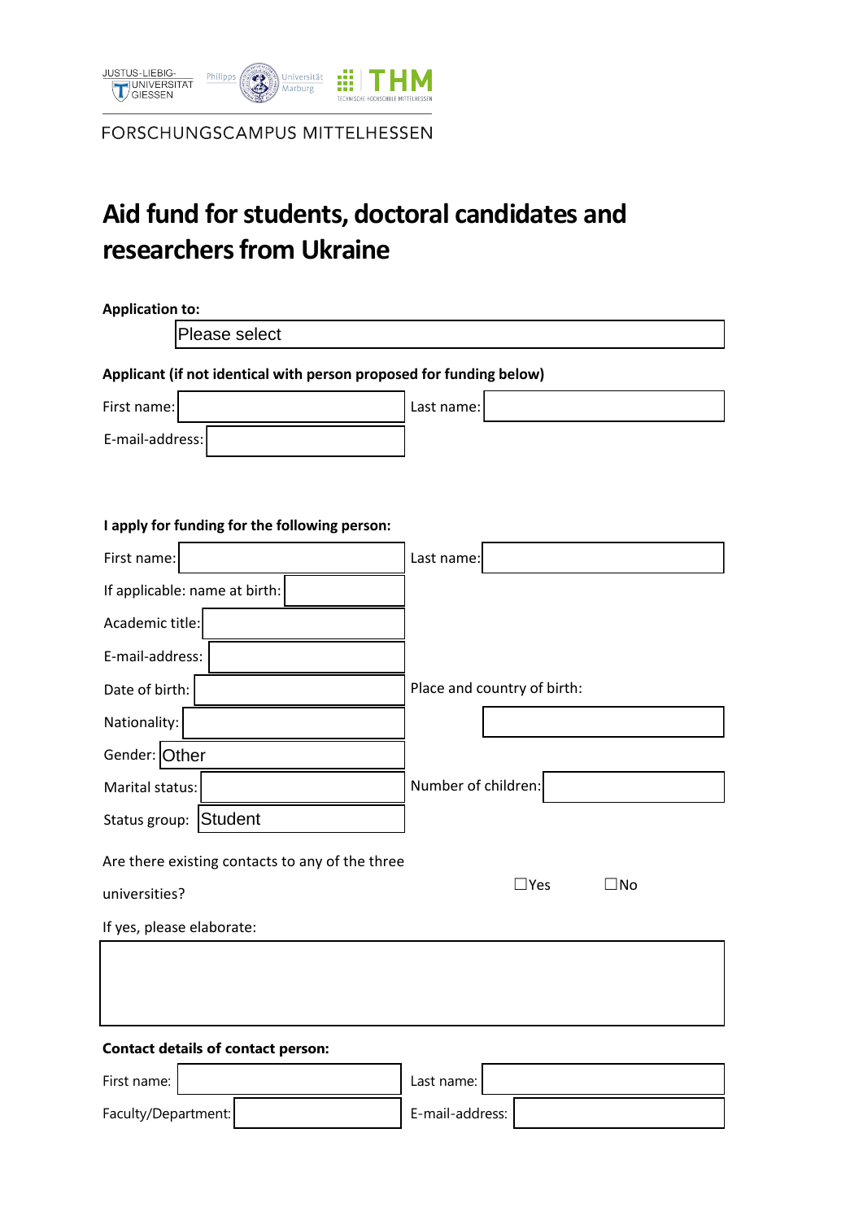JUSTUS-LIEBIG-UNIVERSITÄT GIESSEN | Philipps Universität Marburg | THM TECHNISCHE HOCHSCHULE MITTELHESSEN

FORSCHUNGSCAMPUS MITTELHESSEN

# Aid fund for students, doctoral candidates and researchers from Ukraine

**Application to:**

Please select

**Applicant (if not identical with person proposed for funding below)**

First name: | Last name:

E-mail-address:

**I apply for funding for the following person:**

First name: | Last name:

If applicable: name at birth:

Academic title:

E-mail-address:

Date of birth: | Place and country of birth:

Nationality:

Gender: Other

Marital status: | Number of children:

Status group: Student

Are there existing contacts to any of the three universities? ☐Yes ☐No

If yes, please elaborate:

**Contact details of contact person:**

First name: | Last name:

Faculty/Department: | E-mail-address: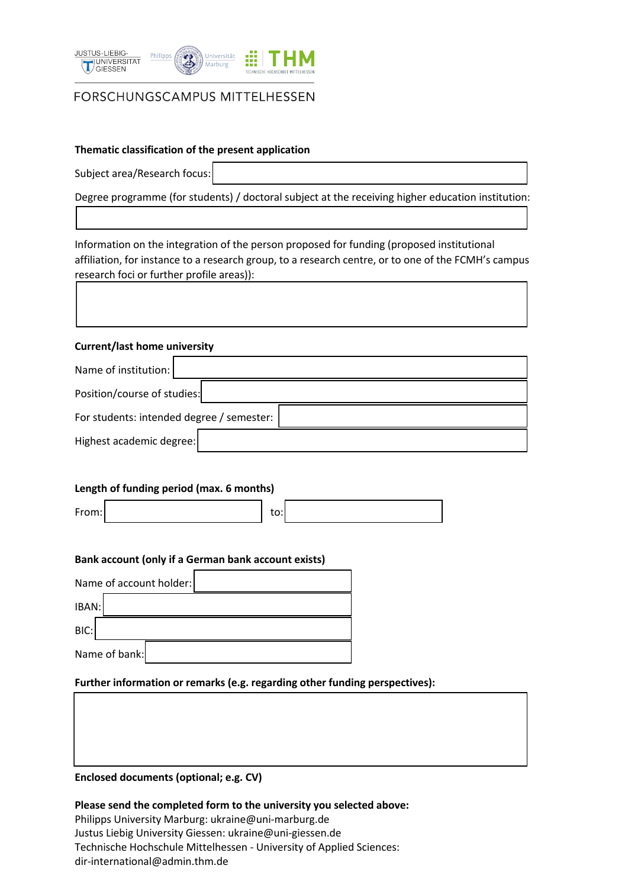FORSCHUNGSCAMPUS MITTELHESSEN

**Thematic classification of the present application**

Subject area/Research focus:

Degree programme (for students) / doctoral subject at the receiving higher education institution:

Information on the integration of the person proposed for funding (proposed institutional affiliation, for instance to a research group, to a research centre, or to one of the FCMH's campus research foci or further profile areas)):

**Current/last home university**

Name of institution:

Position/course of studies:

For students: intended degree / semester:

Highest academic degree:

**Length of funding period (max. 6 months)**

From: to:

**Bank account (only if a German bank account exists)**

Name of account holder:

IBAN:

BIC:

Name of bank:

**Further information or remarks (e.g. regarding other funding perspectives):**

**Enclosed documents (optional; e.g. CV)**

**Please send the completed form to the university you selected above:**
Philipps University Marburg: ukraine@uni-marburg.de
Justus Liebig University Giessen: ukraine@uni-giessen.de
Technische Hochschule Mittelhessen - University of Applied Sciences: dir-international@admin.thm.de